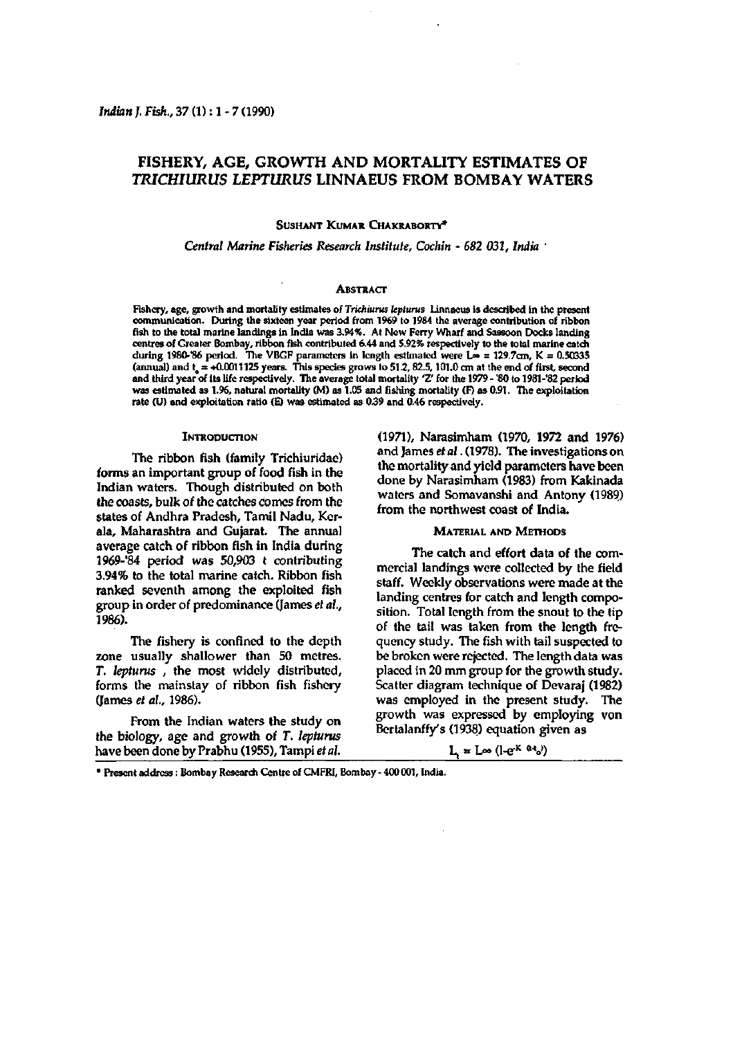# FISHERY, AGE, GROWTH AND MORTALITY ESTIMATES OF *TRICHIURUS LEPTURUS* LINNAEUS FROM BOMBAY WATERS

SUSHANT KUMAR CHAKRABORTY*

*Central Marine Fisheries Research Institute, Cochin - 682 031, India*

## ABSTRACT

Fishery, age, growth and mortality estimates of *Trichiurus lepturus* Linnaeus is described in the present communication. During the sixteen year period from 1969 to 1984 the average contribution of ribbon fish to the total marine landings in India was 3.94%. At New Ferry Wharf and Sassoon Docks landing centres of Greater Bombay, ribbon fish contributed 6.44 and 5.92% respectively to the total marine catch during 1980-'86 period. The VBGF parameters in length estimated were $L\infty$ = 129.7cm, K = 0.50335 (annual) and $t_o$ = +0.0011125 years. This species grows to 51.2, 82.5, 101.0 cm at the end of first, second and third year of its life respectively. The average total mortality 'Z' for the 1979 - '80 to 1981-'82 period was estimated as 1.96, natural mortality (M) as 1.05 and fishing mortality (F) as 0.91. The exploitation rate (U) and exploitation ratio (E) was estimated as 0.39 and 0.46 respectively.

## INTRODUCTION

The ribbon fish (family Trichiuridae) forms an important group of food fish in the Indian waters. Though distributed on both the coasts, bulk of the catches comes from the states of Andhra Pradesh, Tamil Nadu, Kerala, Maharashtra and Gujarat. The annual average catch of ribbon fish in India during 1969-'84 period was 50,903 t contributing 3.94% to the total marine catch. Ribbon fish ranked seventh among the exploited fish group in order of predominance (James *et al.*, 1986).

The fishery is confined to the depth zone usually shallower than 50 metres. *T. lepturus*, the most widely distributed, forms the mainstay of ribbon fish fishery (James *et al.*, 1986).

From the Indian waters the study on the biology, age and growth of *T. lepturus* have been done by Prabhu (1955), Tampi *et al.* (1971), Narasimham (1970, 1972 and 1976) and James *et al.* (1978). The investigations on the mortality and yield parameters have been done by Narasimham (1983) from Kakinada waters and Somavanshi and Antony (1989) from the northwest coast of India.

## MATERIAL AND METHODS

The catch and effort data of the commercial landings were collected by the field staff. Weekly observations were made at the landing centres for catch and length composition. Total length from the snout to the tip of the tail was taken from the length frequency study. The fish with tail suspected to be broken were rejected. The length data was placed in 20 mm group for the growth study. Scatter diagram technique of Devaraj (1982) was employed in the present study. The growth was expressed by employing von Bertalanffy's (1938) equation given as

$$L_t = L\infty\,(1-e^{-K\,(t-t_o)})$$

* Present address : Bombay Research Centre of CMFRI, Bombay - 400 001, India.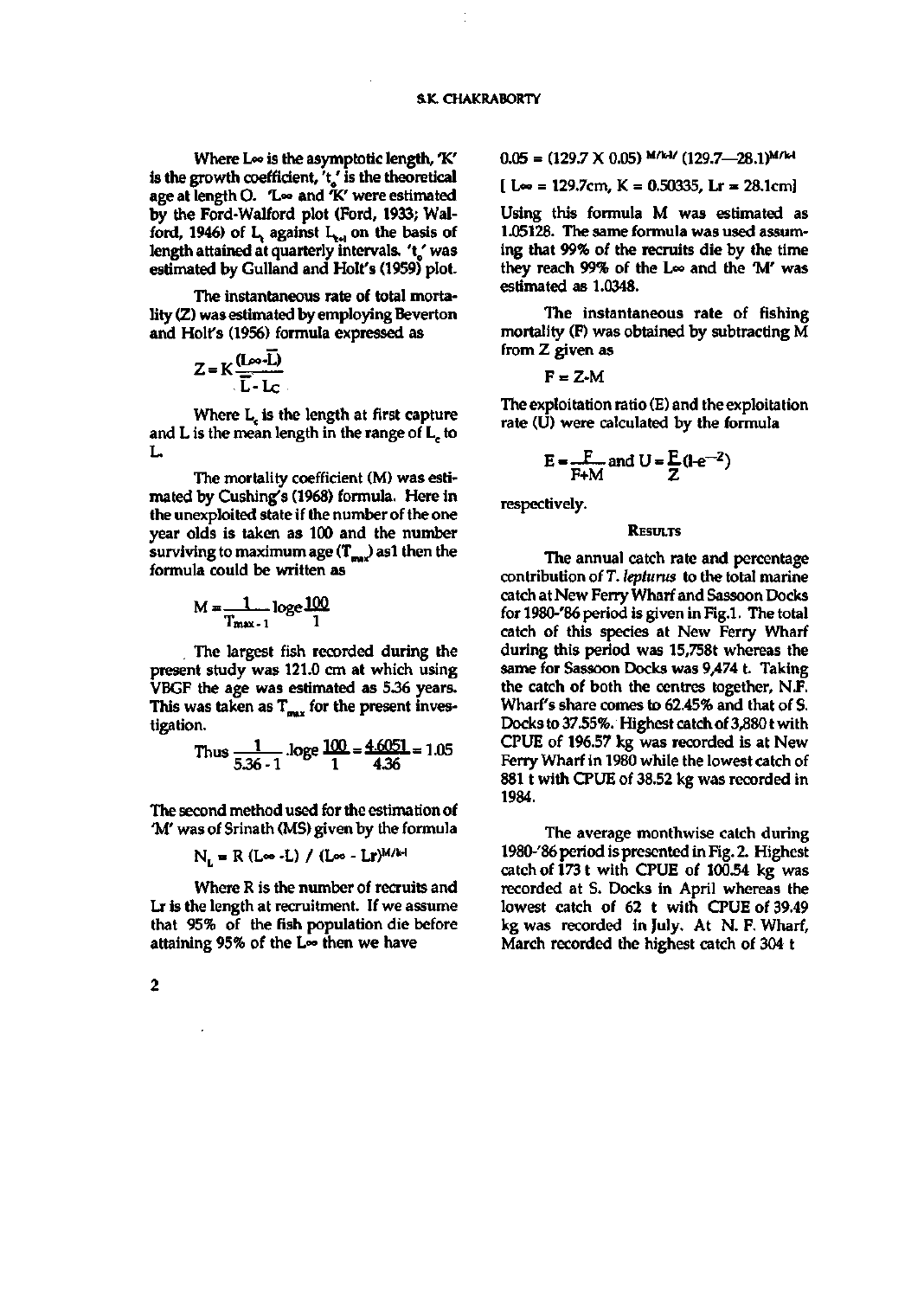Where $L\infty$ is the asymptotic length, 'K' is the growth coefficient, '$t_o$' is the theoretical age at length O. '$L\infty$ and 'K' were estimated by the Ford-Walford plot (Ford, 1933; Walford, 1946) of $L_t$ against $L_{t+1}$ on the basis of length attained at quarterly intervals. '$t_o$' was estimated by Gulland and Holt's (1959) plot.

The instantaneous rate of total mortality (Z) was estimated by employing Beverton and Holt's (1956) formula expressed as

$$Z = K\frac{(L\infty - \bar{L})}{\bar{L} - Lc}$$

Where $L_c$ is the length at first capture and L is the mean length in the range of $L_c$ to L.

The mortality coefficient (M) was estimated by Cushing's (1968) formula. Here in the unexploited state if the number of the one year olds is taken as 100 and the number surviving to maximum age ($T_{max}$) as1 then the formula could be written as

$$M = \frac{1}{T_{max-1}} \log e \frac{100}{1}$$

The largest fish recorded during the present study was 121.0 cm at which using VBGF the age was estimated as 5.36 years. This was taken as $T_{max}$ for the present investigation.

$$\text{Thus } \frac{1}{5.36 - 1} . \log e \frac{100}{1} = \frac{4.6051}{4.36} = 1.05$$

The second method used for the estimation of 'M' was of Srinath (MS) given by the formula

$$N_L = R\ (L\infty - L) \ /\ (L\infty - Lr)^{M/k-1}$$

Where R is the number of recruits and Lr is the length at recruitment. If we assume that 95% of the fish population die before attaining 95% of the $L\infty$ then we have

$$0.05 = (129.7 \times 0.05)^{M/k-1} (129.7 - 28.1)^{M/k-1}$$

[ $L\infty$ = 129.7cm, K = 0.50335, Lr = 28.1cm]

Using this formula M was estimated as 1.05128. The same formula was used assuming that 99% of the recruits die by the time they reach 99% of the $L\infty$ and the 'M' was estimated as 1.0348.

The instantaneous rate of fishing mortality (F) was obtained by subtracting M from Z given as

$$F = Z - M$$

The exploitation ratio (E) and the exploitation rate (U) were calculated by the formula

$$E = \frac{F}{F+M} \text{ and } U = \frac{F}{Z}(1-e^{-Z})$$

respectively.

## Results

The annual catch rate and percentage contribution of *T. lepturus* to the total marine catch at New Ferry Wharf and Sassoon Docks for 1980-'86 period is given in Fig.1. The total catch of this species at New Ferry Wharf during this period was 15,758t whereas the same for Sassoon Docks was 9,474 t. Taking the catch of both the centres together, N.F. Wharf's share comes to 62.45% and that of S. Docks to 37.55%. Highest catch of 3,880 t with CPUE of 196.57 kg was recorded is at New Ferry Wharf in 1980 while the lowest catch of 881 t with CPUE of 38.52 kg was recorded in 1984.

The average monthwise catch during 1980-'86 period is presented in Fig. 2. Highest catch of 173 t with CPUE of 100.54 kg was recorded at S. Docks in April whereas the lowest catch of 62 t with CPUE of 39.49 kg was recorded in July. At N. F. Wharf, March recorded the highest catch of 304 t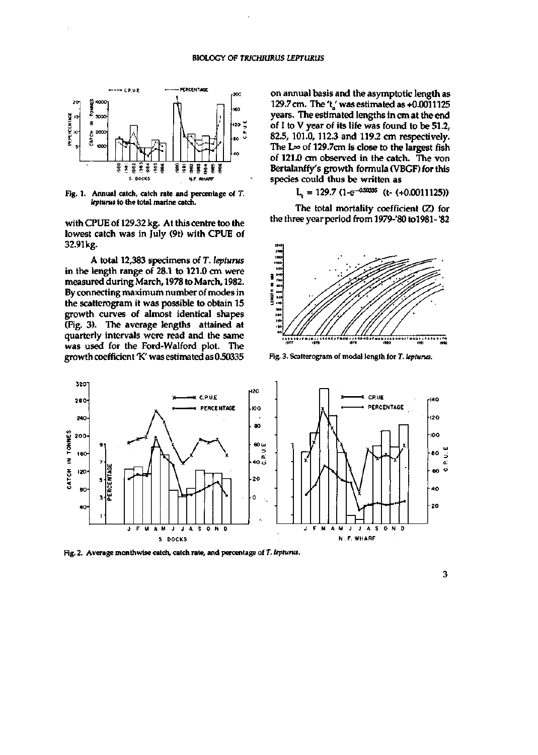Fig. 1. Annual catch, catch rate and percentage of *T. lepturus* to the total marine catch.

with CPUE of 129.32 kg. At this centre too the lowest catch was in July (9t) with CPUE of 32.91kg.

A total 12,383 specimens of *T. lepturus* in the length range of 28.1 to 121.0 cm were measured during March, 1978 to March, 1982. By connecting maximum number of modes in the scatterogram it was possible to obtain 15 growth curves of almost identical shapes (Fig. 3). The average lengths attained at quarterly intervals were read and the same was used for the Ford-Walford plot. The growth coefficient 'K' was estimated as 0.50335 on annual basis and the asymptotic length as 129.7 cm. The '$t_0$' was estimated as +0.0011125 years. The estimated lengths in cm at the end of I to V year of its life was found to be 51.2, 82.5, 101.0, 112.3 and 119.2 cm respectively. The $L\infty$ of 129.7cm is close to the largest fish of 121.0 cm observed in the catch. The von Bertalanffy's growth formula (VBGF) for this species could thus be written as

$$L_t = 129.7\ (1\text{-}e^{-0.50335}\ (t\text{-}\ (+0.0011125))$$

The total mortality coefficient (Z) for the three year period from 1979-'80 to1981-'82

Fig. 3. Scatterogram of modal length for *T. lepturus*.

Fig. 2. Average monthwise catch, catch rate, and percentage of *T. lepturus*.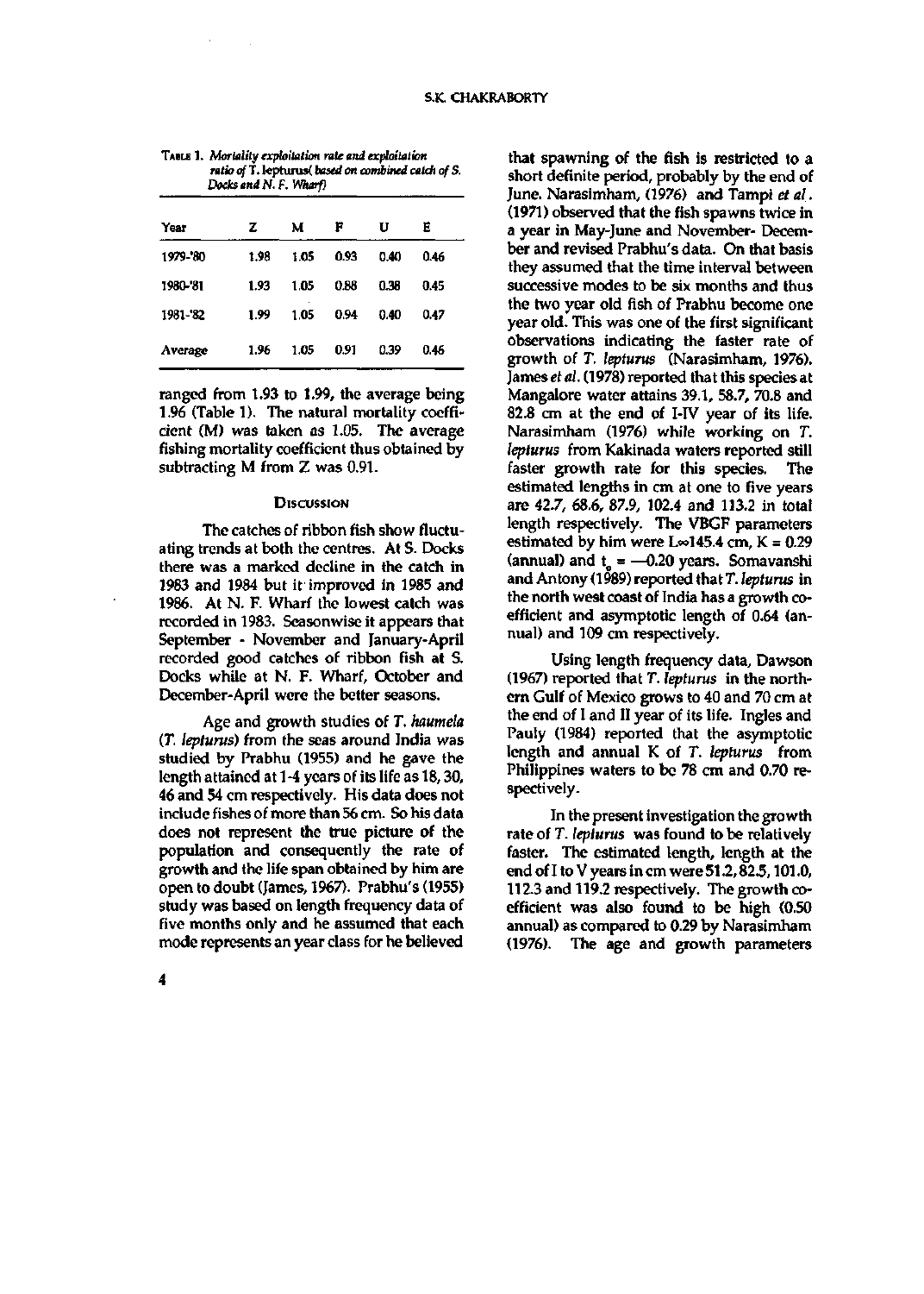TABLE 1. *Mortality exploitation rate and exploitation ratio of T. lepturus( based on combined catch of S. Docks and N. F. Wharf)*

| Year | Z | M | F | U | E |
|---|---|---|---|---|---|
| 1979-'80 | 1.98 | 1.05 | 0.93 | 0.40 | 0.46 |
| 1980-'81 | 1.93 | 1.05 | 0.88 | 0.38 | 0.45 |
| 1981-'82 | 1.99 | 1.05 | 0.94 | 0.40 | 0.47 |
| Average | 1.96 | 1.05 | 0.91 | 0.39 | 0.46 |

ranged from 1.93 to 1.99, the average being 1.96 (Table 1). The natural mortality coefficient (M) was taken as 1.05. The average fishing mortality coefficient thus obtained by subtracting M from Z was 0.91.

## Discussion

The catches of ribbon fish show fluctuating trends at both the centres. At S. Docks there was a marked decline in the catch in 1983 and 1984 but it improved in 1985 and 1986. At N. F. Wharf the lowest catch was recorded in 1983. Seasonwise it appears that September - November and January-April recorded good catches of ribbon fish at S. Docks while at N. F. Wharf, October and December-April were the better seasons.

Age and growth studies of *T. haumela* (*T. lepturus*) from the seas around India was studied by Prabhu (1955) and he gave the length attained at 1-4 years of its life as 18, 30, 46 and 54 cm respectively. His data does not include fishes of more than 56 cm. So his data does not represent the true picture of the population and consequently the rate of growth and the life span obtained by him are open to doubt (James, 1967). Prabhu's (1955) study was based on length frequency data of five months only and he assumed that each mode represents an year class for he believed that spawning of the fish is restricted to a short definite period, probably by the end of June. Narasimham, (1976) and Tampi *et al*. (1971) observed that the fish spawns twice in a year in May-June and November- December and revised Prabhu's data. On that basis they assumed that the time interval between successive modes to be six months and thus the two year old fish of Prabhu become one year old. This was one of the first significant observations indicating the faster rate of growth of *T. lepturus* (Narasimham, 1976). James *et al*. (1978) reported that this species at Mangalore water attains 39.1, 58.7, 70.8 and 82.8 cm at the end of I-IV year of its life. Narasimham (1976) while working on *T. lepturus* from Kakinada waters reported still faster growth rate for this species. The estimated lengths in cm at one to five years are 42.7, 68.6, 87.9, 102.4 and 113.2 in total length respectively. The VBGF parameters estimated by him were $L\infty$145.4 cm, K = 0.29 (annual) and $t_0$ = —0.20 years. Somavanshi and Antony (1989) reported that *T. lepturus* in the north west coast of India has a growth coefficient and asymptotic length of 0.64 (annual) and 109 cm respectively.

Using length frequency data, Dawson (1967) reported that *T. lepturus* in the northern Gulf of Mexico grows to 40 and 70 cm at the end of I and II year of its life. Ingles and Pauly (1984) reported that the asymptotic length and annual K of *T. lepturus* from Philippines waters to be 78 cm and 0.70 respectively.

In the present investigation the growth rate of *T. lepturus* was found to be relatively faster. The estimated length, length at the end of I to V years in cm were 51.2, 82.5, 101.0, 112.3 and 119.2 respectively. The growth coefficient was also found to be high (0.50 annual) as compared to 0.29 by Narasimham (1976). The age and growth parameters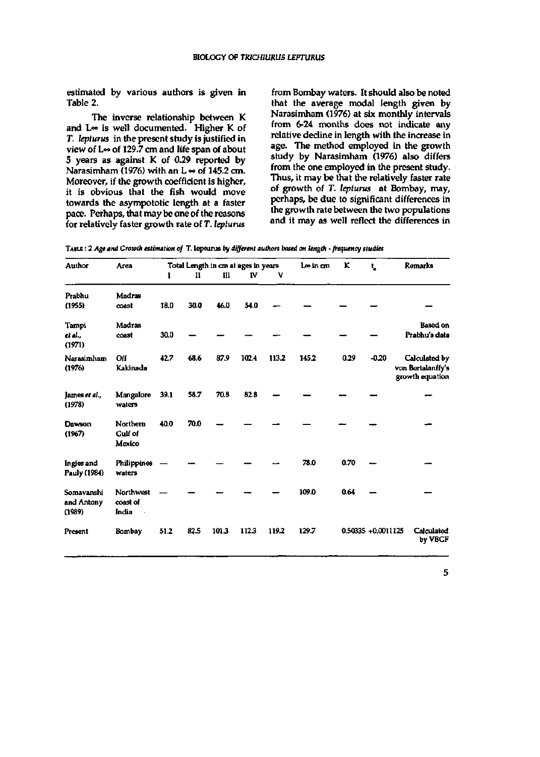estimated by various authors is given in Table 2.

The inverse relationship between K and $L\infty$ is well documented. Higher K of *T. lepturus* in the present study is justified in view of $L\infty$ of 129.7 cm and life span of about 5 years as against K of 0.29 reported by Narasimham (1976) with an $L\infty$ of 145.2 cm. Moreover, if the growth coefficient is higher, it is obvious that the fish would move towards the asympototic length at a faster pace. Perhaps, that may be one of the reasons for relatively faster growth rate of *T. lepturus* from Bombay waters. It should also be noted that the average modal length given by Narasimham (1976) at six monthly intervals from 6-24 months does not indicate any relative decline in length with the increase in age. The method employed in the growth study by Narasimham (1976) also differs from the one employed in the present study. Thus, it may be that the relatively faster rate of growth of *T. lepturus* at Bombay, may, perhaps, be due to significant differences in the growth rate between the two populations and it may as well reflect the differences in

TABLE : 2 *Age and Growth estimation of* T. lepturus *by different authors based on length - frequency studies*

| Author | Area | Total Length in cm at ages in years | | | | | $L\infty$ in cm | K | $t_o$ | Remarks |
|---|---|---|---|---|---|---|---|---|---|---|
| | | I | II | III | IV | V | | | | |
| Prabhu (1955) | Madras coast | 18.0 | 30.0 | 46.0 | 54.0 | — | — | — | — | — |
| Tampi *et al.*, (1971) | Madras coast | 30.0 | — | — | — | — | — | — | — | Based on Prabhu's data |
| Narasimham (1976) | Off Kakinada | 42.7 | 68.6 | 87.9 | 102.4 | 113.2 | 145.2 | 0.29 | -0.20 | Calculated by von Bertalanffy's growth equation |
| James *et al.*, (1978) | Mangalore waters | 39.1 | 58.7 | 70.8 | 82.8 | — | — | — | — | — |
| Dawson (1967) | Northern Gulf of Mexico | 40.0 | 70.0 | — | — | — | — | — | — | — |
| Ingles and Pauly (1984) | Philippines waters | — | — | — | — | — | 78.0 | 0.70 | — | — |
| Somavanshi and Antony (1989) | Northwest coast of India | — | — | — | — | — | 109.0 | 0.64 | — | — |
| Present | Bombay | 51.2 | 82.5 | 101.3 | 112.3 | 119.2 | 129.7 | 0.50335 | +0.0011125 | Calculated by VBGF |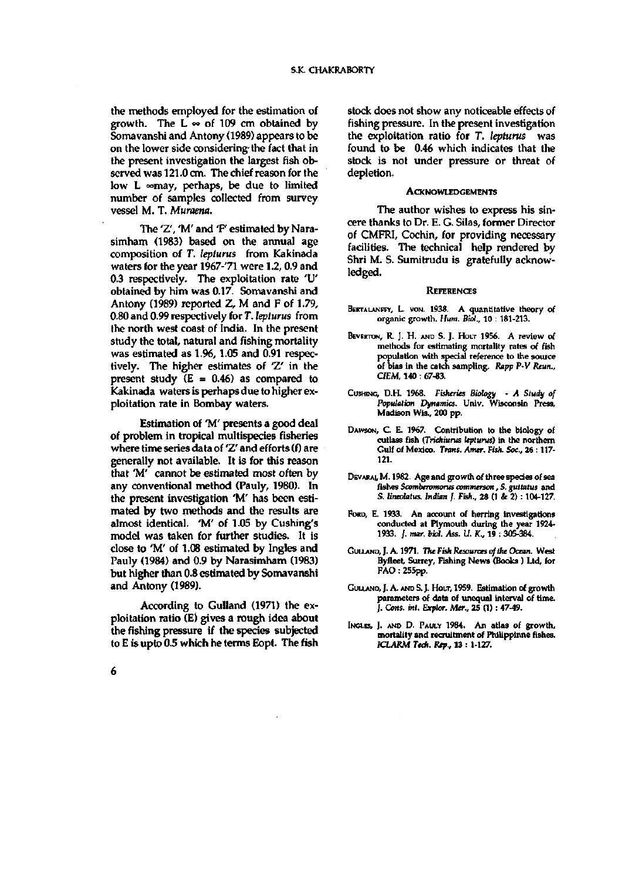the methods employed for the estimation of growth. The $L_\infty$ of 109 cm obtained by Somavanshi and Antony (1989) appears to be on the lower side considering the fact that in the present investigation the largest fish observed was 121.0 cm. The chief reason for the low $L_\infty$ may, perhaps, be due to limited number of samples collected from survey vessel M. T. *Muraena*.

The 'Z', 'M' and 'F' estimated by Narasimham (1983) based on the annual age composition of *T. lepturus* from Kakinada waters for the year 1967-'71 were 1.2, 0.9 and 0.3 respectively. The exploitation rate 'U' obtained by him was 0.17. Somavanshi and Antony (1989) reported Z, M and F of 1.79, 0.80 and 0.99 respectively for *T. lepturus* from the north west coast of India. In the present study the total, natural and fishing mortality was estimated as 1.96, 1.05 and 0.91 respectively. The higher estimates of 'Z' in the present study (E = 0.46) as compared to Kakinada waters is perhaps due to higher exploitation rate in Bombay waters.

Estimation of 'M' presents a good deal of problem in tropical multispecies fisheries where time series data of 'Z' and efforts (f) are generally not available. It is for this reason that 'M' cannot be estimated most often by any conventional method (Pauly, 1980). In the present investigation 'M' has been estimated by two methods and the results are almost identical. 'M' of 1.05 by Cushing's model was taken for further studies. It is close to 'M' of 1.08 estimated by Ingles and Pauly (1984) and 0.9 by Narasimham (1983) but higher than 0.8 estimated by Somavanshi and Antony (1989).

According to Gulland (1971) the exploitation ratio (E) gives a rough idea about the fishing pressure if the species subjected to E is upto 0.5 which he terms Eopt. The fish stock does not show any noticeable effects of fishing pressure. In the present investigation the exploitation ratio for *T. lepturus* was found to be 0.46 which indicates that the stock is not under pressure or threat of depletion.

## Acknowledgements

The author wishes to express his sincere thanks to Dr. E. G. Silas, former Director of CMFRI, Cochin, for providing necessary facilities. The technical help rendered by Shri M. S. Sumitrudu is gratefully acknowledged.

## References

Bertalanffy, L. von. 1938. A quantitative theory of organic growth. *Hum. Biol.*, 10 : 181-213.

Beverton, R. J. H. and S. J. Holt 1956. A review of methods for estimating mortality rates of fish population with special reference to the source of bias in the catch sampling. *Rapp P-V Reun., CIEM*, 140 : 67-83.

Cushing, D.H. 1968. *Fisheries Biology - A Study of Population Dynamics*. Univ. Wisconsin Press, Madison Wis., 200 pp.

Dawson, C. E. 1967. Contribution to the biology of cutlass fish (*Trichiurus lepturus*) in the northern Gulf of Mexico. *Trans. Amer. Fish. Soc.*, 26 : 117-121.

Devaraj, M. 1982. Age and growth of three species of sea fishes *Scomberomorus commerson*, *S. guttatus* and *S. lineolatus*. *Indian J. Fish.*, 28 (1 & 2) : 104-127.

Ford, E. 1933. An account of herring investigations conducted at Plymouth during the year 1924-1933. *J. mar. biol. Ass. U. K.*, 19 : 305-384.

Gulland, J. A. 1971. *The Fish Resources of the Ocean*. West Byfleet, Surrey, Fishing News (Books ) Ltd, for FAO : 255pp.

Gulland, J. A. and S. J. Holt, 1959. Estimation of growth parameters of data of unequal interval of time. *J. Cons. int. Explor. Mer.*, 25 (1) : 47-49.

Ingles, J. and D. Pauly 1984. An atlas of growth, mortality and recruitment of Philippinne fishes. *ICLARM Tech. Rep.*, 13 : 1-127.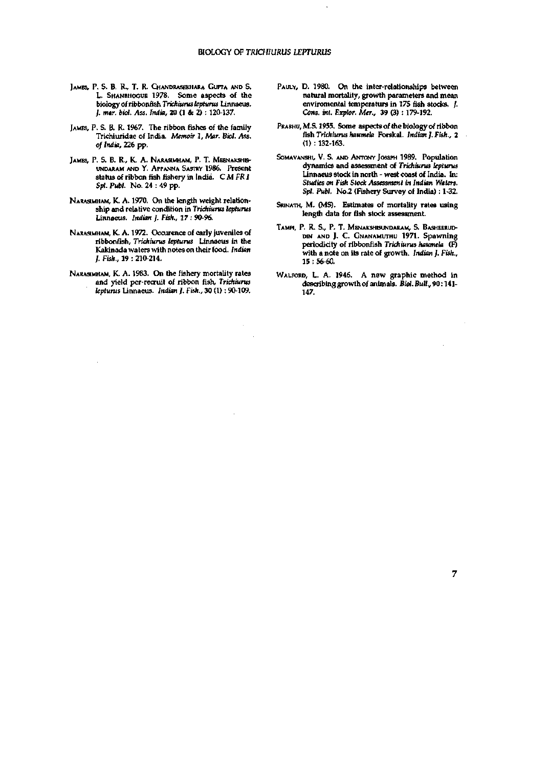James, P. S. B. R., T. R. Chandrasekhara Gupta and S. L. Shanbhogue 1978. Some aspects of the biology of ribbonfish *Trichiurus lepturus* Linnaeus. *J. mar. biol. Ass. India*, **20** (1 & 2) : 120-137.

James, P. S. B. R. 1967. The ribbon fishes of the family Trichiuridae of India. *Memoir 1, Mar. Biol. Ass. of India*, 226 pp.

James, P. S. B. R., K. A. Narasimham, P. T. Meenakshisundaram and Y. Appanna Sastry 1986. Present status of ribbon fish fishery in India. *C M FR I Spl. Publ.* No. 24 : 49 pp.

Narasimham, K. A. 1970. On the length weight relationship and relative condition in *Trichiurus lepturus* Linnaeus. *Indian J. Fish.*, **17** : 90-96.

Narasimham, K. A. 1972. Occurence of early juveniles of ribbonfish, *Trichiurus lepturus* Linnaeus in the Kakinada waters with notes on their food. *Indian J. Fish.*, **19** : 210-214.

Narasimham, K. A. 1983. On the fishery mortality rates and yield per-recruit of ribbon fish, *Trichiurus lepturus* Linnaeus. *Indian J. Fish.*, **30** (1) : 90-109.

Pauly, D. 1980. On the inter-relationships between natural mortality, growth parameters and mean enviromental temperaturs in 175 fish stocks. *J. Cons. int. Explor. Mer.*, **39** (3) : 179-192.

Prabhu, M.S. 1955. Some aspects of the biology of ribbon fish *Trichiurus haumela* Forskal. *Indian J. Fish.*, **2** (1) : 132-163.

Somavanshi, V. S. and Antony Joseph 1989. Population dynamics and assessment of *Trichiurus lepturus* Linnaeus stock in north - west coast of India. In: *Studies on Fish Stock Assessment in Indian Waters. Spl. Publ.* No.2 (Fishery Survey of India) : 1-32.

Srinath, M. (MS). Estimates of mortality rates using length data for fish stock assessment.

Tampi, P. R. S., P. T. Meenakshisundaram, S. Basheeruddin and J. C. Gnanamuthu 1971. Spawning periodicity of ribbonfish *Trichiurus haumela* (F) with a note on its rate of growth. *Indian J. Fish.*, **15** : 56-60.

Walford, L. A. 1946. A new graphic method in describing growth of animals. *Biol. Bull.*, **90** : 141-147.